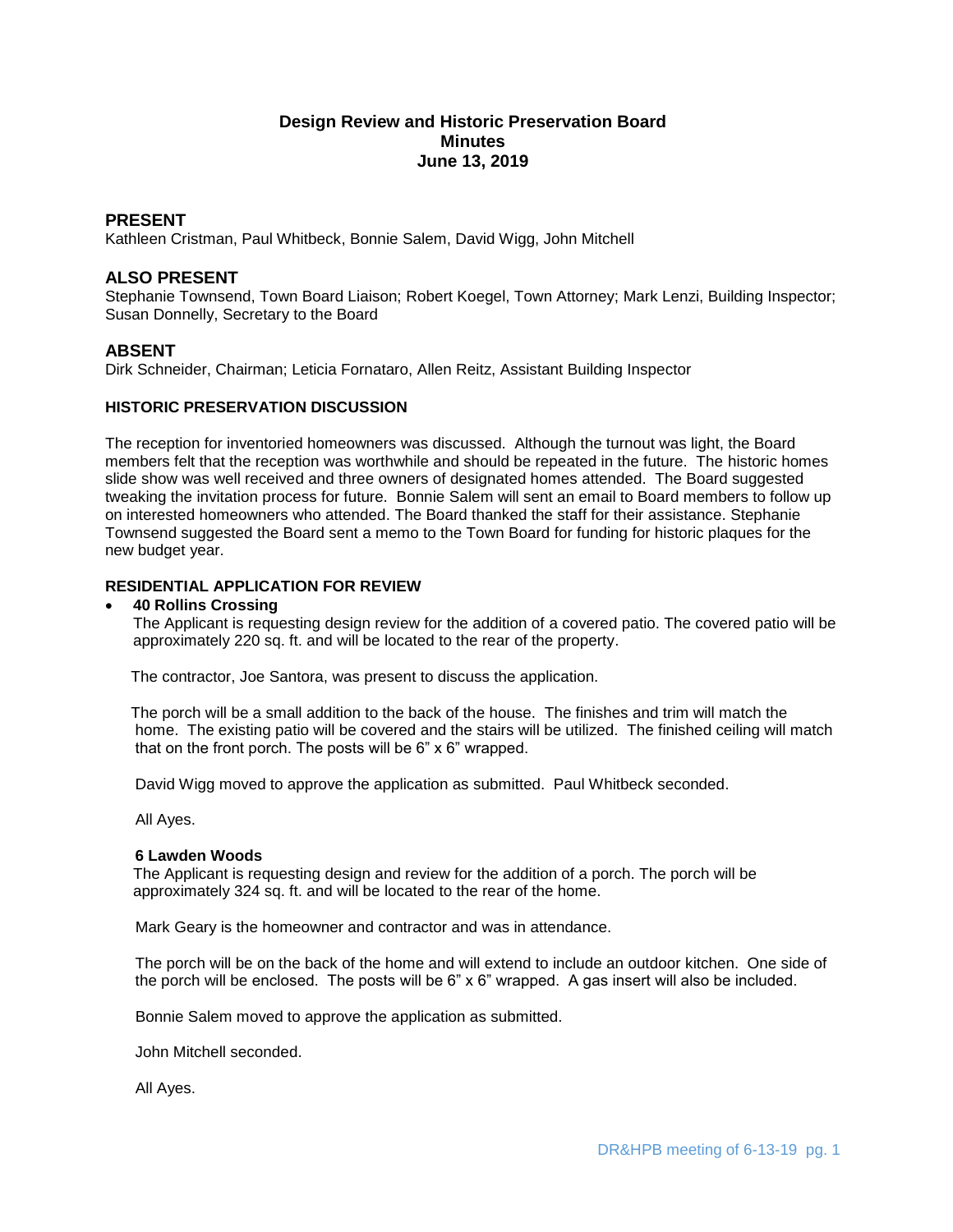# Design Review and Historic Preservation Board
## Minutes
## June 13, 2019

## PRESENT

Kathleen Cristman, Paul Whitbeck, Bonnie Salem, David Wigg, John Mitchell

## ALSO PRESENT

Stephanie Townsend, Town Board Liaison; Robert Koegel, Town Attorney; Mark Lenzi, Building Inspector; Susan Donnelly, Secretary to the Board

## ABSENT

Dirk Schneider, Chairman; Leticia Fornataro, Allen Reitz, Assistant Building Inspector

### HISTORIC PRESERVATION DISCUSSION

The reception for inventoried homeowners was discussed. Although the turnout was light, the Board members felt that the reception was worthwhile and should be repeated in the future. The historic homes slide show was well received and three owners of designated homes attended. The Board suggested tweaking the invitation process for future. Bonnie Salem will sent an email to Board members to follow up on interested homeowners who attended. The Board thanked the staff for their assistance. Stephanie Townsend suggested the Board sent a memo to the Town Board for funding for historic plaques for the new budget year.

### RESIDENTIAL APPLICATION FOR REVIEW

- **40 Rollins Crossing**
  The Applicant is requesting design review for the addition of a covered patio. The covered patio will be approximately 220 sq. ft. and will be located to the rear of the property.

  The contractor, Joe Santora, was present to discuss the application.

  The porch will be a small addition to the back of the house. The finishes and trim will match the home. The existing patio will be covered and the stairs will be utilized. The finished ceiling will match that on the front porch. The posts will be 6" x 6" wrapped.

  David Wigg moved to approve the application as submitted. Paul Whitbeck seconded.

  All Ayes.

**6 Lawden Woods**
The Applicant is requesting design and review for the addition of a porch. The porch will be approximately 324 sq. ft. and will be located to the rear of the home.

Mark Geary is the homeowner and contractor and was in attendance.

The porch will be on the back of the home and will extend to include an outdoor kitchen. One side of the porch will be enclosed. The posts will be 6" x 6" wrapped. A gas insert will also be included.

Bonnie Salem moved to approve the application as submitted.

John Mitchell seconded.

All Ayes.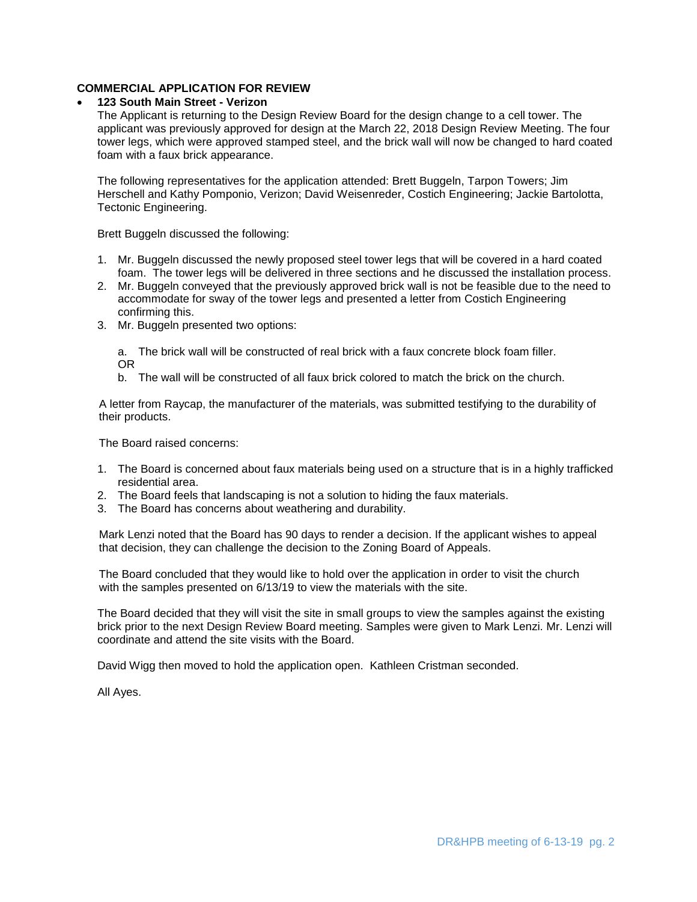**COMMERCIAL APPLICATION FOR REVIEW**

- **123 South Main Street - Verizon**

  The Applicant is returning to the Design Review Board for the design change to a cell tower. The applicant was previously approved for design at the March 22, 2018 Design Review Meeting. The four tower legs, which were approved stamped steel, and the brick wall will now be changed to hard coated foam with a faux brick appearance.

  The following representatives for the application attended: Brett Buggeln, Tarpon Towers; Jim Herschell and Kathy Pomponio, Verizon; David Weisenreder, Costich Engineering; Jackie Bartolotta, Tectonic Engineering.

  Brett Buggeln discussed the following:

  1. Mr. Buggeln discussed the newly proposed steel tower legs that will be covered in a hard coated foam. The tower legs will be delivered in three sections and he discussed the installation process.
  2. Mr. Buggeln conveyed that the previously approved brick wall is not be feasible due to the need to accommodate for sway of the tower legs and presented a letter from Costich Engineering confirming this.
  3. Mr. Buggeln presented two options:

     a. The brick wall will be constructed of real brick with a faux concrete block foam filler.
     OR
     b. The wall will be constructed of all faux brick colored to match the brick on the church.

  A letter from Raycap, the manufacturer of the materials, was submitted testifying to the durability of their products.

  The Board raised concerns:

  1. The Board is concerned about faux materials being used on a structure that is in a highly trafficked residential area.
  2. The Board feels that landscaping is not a solution to hiding the faux materials.
  3. The Board has concerns about weathering and durability.

  Mark Lenzi noted that the Board has 90 days to render a decision. If the applicant wishes to appeal that decision, they can challenge the decision to the Zoning Board of Appeals.

  The Board concluded that they would like to hold over the application in order to visit the church with the samples presented on 6/13/19 to view the materials with the site.

  The Board decided that they will visit the site in small groups to view the samples against the existing brick prior to the next Design Review Board meeting. Samples were given to Mark Lenzi. Mr. Lenzi will coordinate and attend the site visits with the Board.

  David Wigg then moved to hold the application open. Kathleen Cristman seconded.

  All Ayes.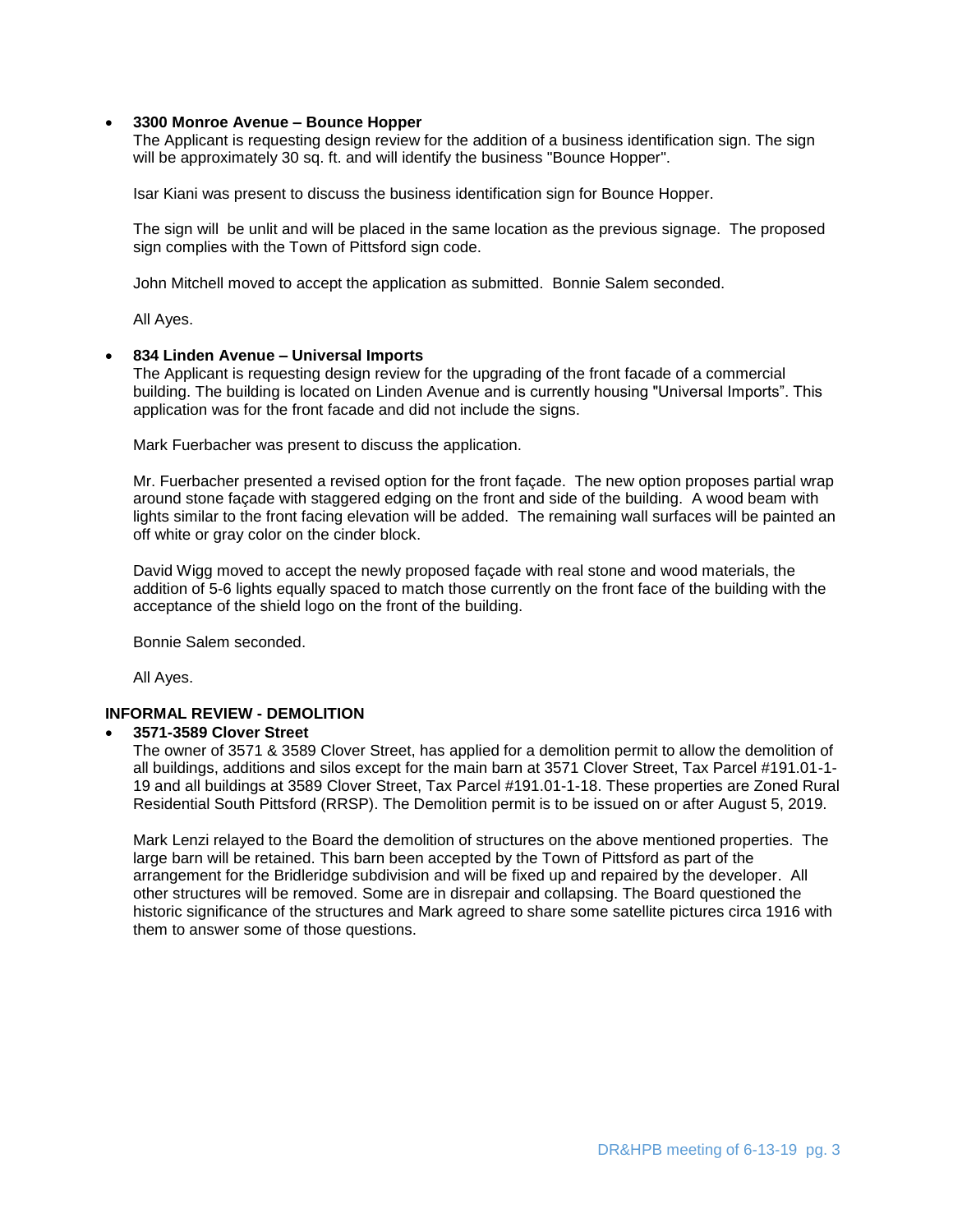- **3300 Monroe Avenue – Bounce Hopper**

  The Applicant is requesting design review for the addition of a business identification sign. The sign will be approximately 30 sq. ft. and will identify the business "Bounce Hopper".

  Isar Kiani was present to discuss the business identification sign for Bounce Hopper.

  The sign will be unlit and will be placed in the same location as the previous signage. The proposed sign complies with the Town of Pittsford sign code.

  John Mitchell moved to accept the application as submitted. Bonnie Salem seconded.

  All Ayes.

- **834 Linden Avenue – Universal Imports**

  The Applicant is requesting design review for the upgrading of the front facade of a commercial building. The building is located on Linden Avenue and is currently housing "Universal Imports". This application was for the front facade and did not include the signs.

  Mark Fuerbacher was present to discuss the application.

  Mr. Fuerbacher presented a revised option for the front façade. The new option proposes partial wrap around stone façade with staggered edging on the front and side of the building. A wood beam with lights similar to the front facing elevation will be added. The remaining wall surfaces will be painted an off white or gray color on the cinder block.

  David Wigg moved to accept the newly proposed façade with real stone and wood materials, the addition of 5-6 lights equally spaced to match those currently on the front face of the building with the acceptance of the shield logo on the front of the building.

  Bonnie Salem seconded.

  All Ayes.

**INFORMAL REVIEW - DEMOLITION**

- **3571-3589 Clover Street**

  The owner of 3571 & 3589 Clover Street, has applied for a demolition permit to allow the demolition of all buildings, additions and silos except for the main barn at 3571 Clover Street, Tax Parcel #191.01-1-19 and all buildings at 3589 Clover Street, Tax Parcel #191.01-1-18. These properties are Zoned Rural Residential South Pittsford (RRSP). The Demolition permit is to be issued on or after August 5, 2019.

  Mark Lenzi relayed to the Board the demolition of structures on the above mentioned properties. The large barn will be retained. This barn been accepted by the Town of Pittsford as part of the arrangement for the Bridleridge subdivision and will be fixed up and repaired by the developer. All other structures will be removed. Some are in disrepair and collapsing. The Board questioned the historic significance of the structures and Mark agreed to share some satellite pictures circa 1916 with them to answer some of those questions.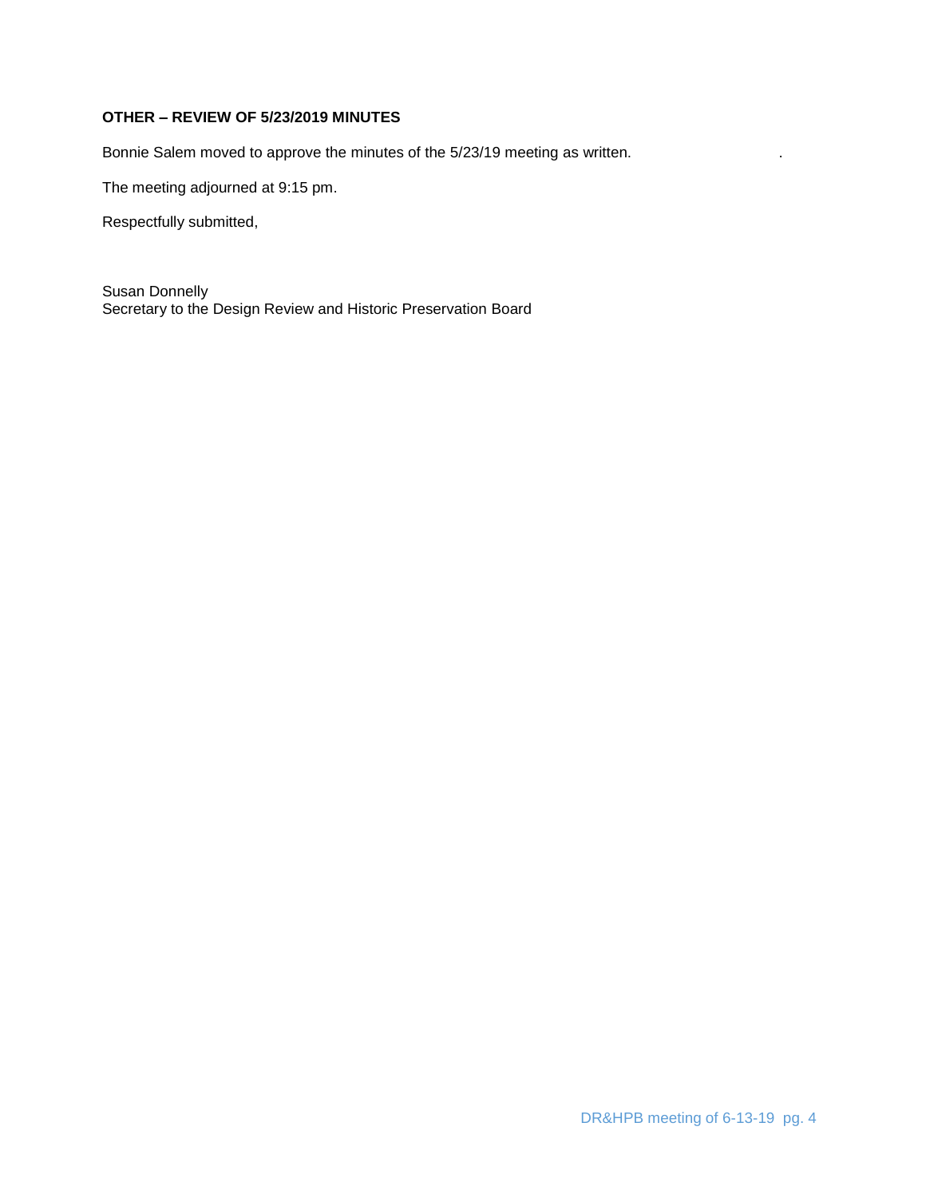**OTHER – REVIEW OF 5/23/2019 MINUTES**

Bonnie Salem moved to approve the minutes of the 5/23/19 meeting as written.

The meeting adjourned at 9:15 pm.

Respectfully submitted,

Susan Donnelly
Secretary to the Design Review and Historic Preservation Board